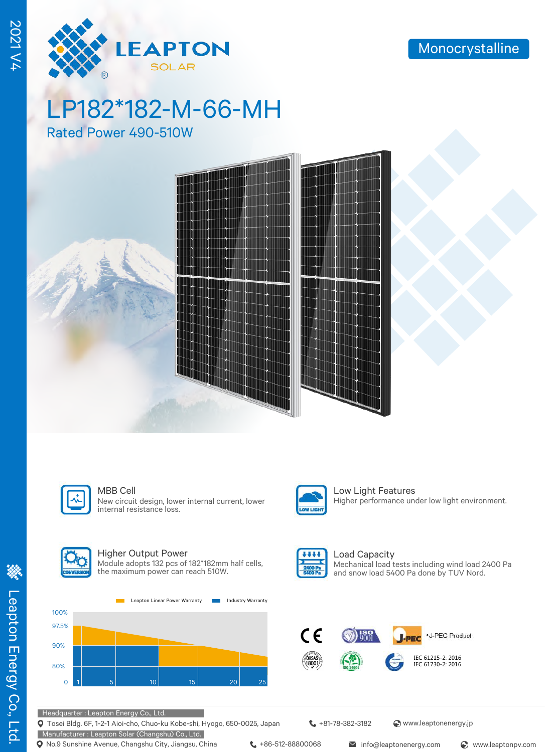2021 V4

LEAPTON SOLAR

Monocrystalline

# LP182*182-M-66-MH

## Rated Power 490-510W

### MBB Cell
New circuit design, lower internal current, lower internal resistance loss.

### Low Light Features
Higher performance under low light environment.

### Higher Output Power
Module adopts 132 pcs of 182*182mm half cells, the maximum power can reach 510W.

### Load Capacity
Mechanical load tests including wind load 2400 Pa and snow load 5400 Pa done by TUV Nord.

Leapton Linear Power Warranty | Industry Warranty

100%, 97.5%, 90%, 80%, 0

1, 5, 10, 15, 20, 25

•J-PEC Product

IEC 61215-2: 2016
IEC 61730-2: 2016

Headquarter : Leapton Energy Co., Ltd.
Tosei Bldg. 6F, 1-2-1 Aioi-cho, Chuo-ku Kobe-shi, Hyogo, 650-0025, Japan | +81-78-382-3182 | www.leaptonenergy.jp

Manufacturer : Leapton Solar (Changshu) Co., Ltd.
No.9 Sunshine Avenue, Changshu City, Jiangsu, China | +86-512-88800068 | info@leaptonenergy.com | www.leaptonpv.com

Leapton Energy Co., Ltd.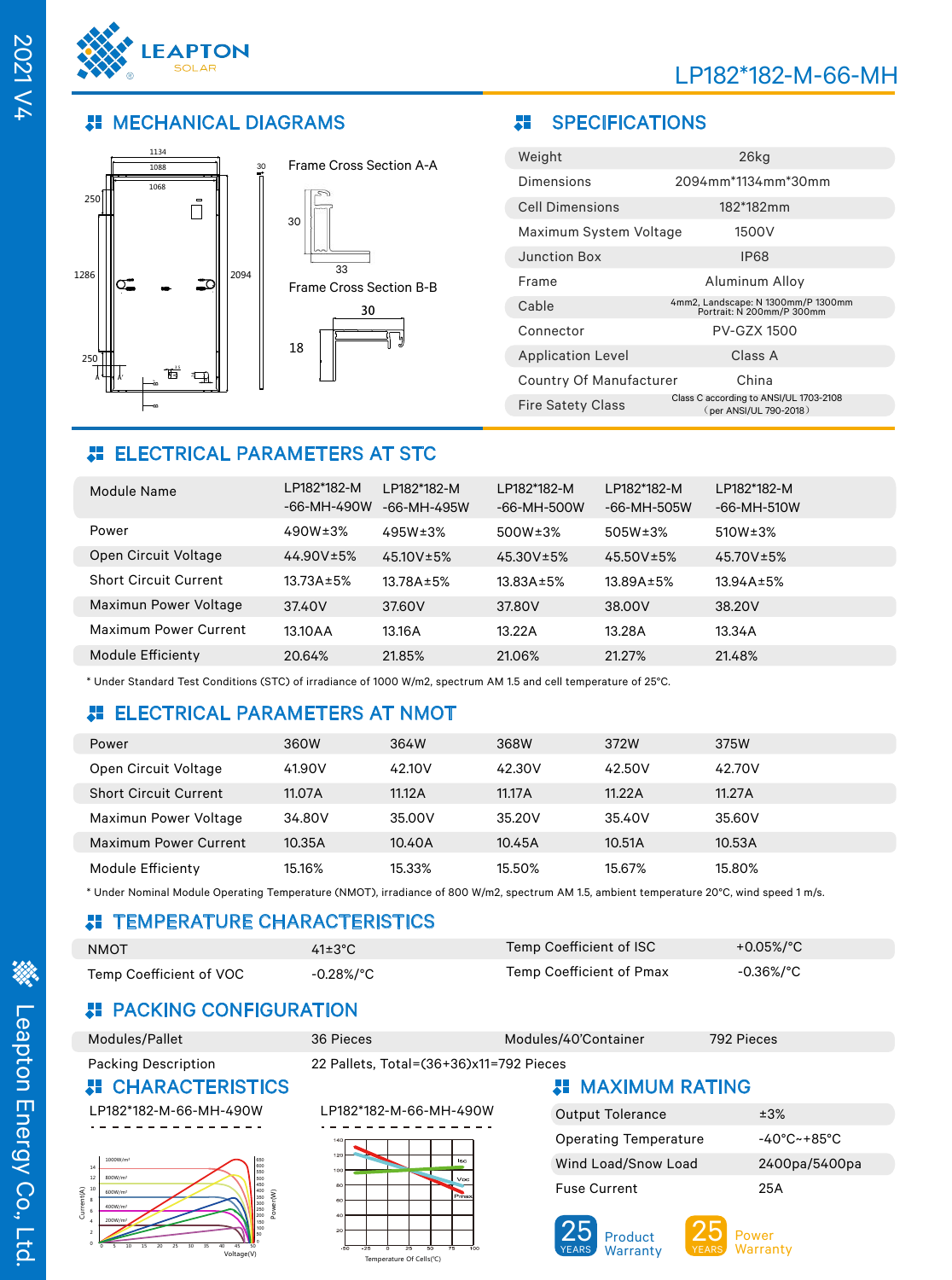LEAPTON SOLAR

LP182*182-M-66-MH

## MECHANICAL DIAGRAMS

1134
1088
1068
30
250
1286
2094
250

Frame Cross Section A-A

30
33

Frame Cross Section B-B

30
18

## SPECIFICATIONS

| | |
|---|---|
| Weight | 26kg |
| Dimensions | 2094mm*1134mm*30mm |
| Cell Dimensions | 182*182mm |
| Maximum System Voltage | 1500V |
| Junction Box | IP68 |
| Frame | Aluminum Alloy |
| Cable | 4mm2, Landscape: N 1300mm/P 1300mm Portrait: N 200mm/P 300mm |
| Connector | PV-GZX 1500 |
| Application Level | Class A |
| Country Of Manufacturer | China |
| Fire Satety Class | Class C according to ANSI/UL 1703-2108 （per ANSI/UL 790-2018） |

## ELECTRICAL PARAMETERS AT STC

| Module Name | LP182*182-M -66-MH-490W | LP182*182-M -66-MH-495W | LP182*182-M -66-MH-500W | LP182*182-M -66-MH-505W | LP182*182-M -66-MH-510W |
|---|---|---|---|---|---|
| Power | 490W±3% | 495W±3% | 500W±3% | 505W±3% | 510W±3% |
| Open Circuit Voltage | 44.90V±5% | 45.10V±5% | 45.30V±5% | 45.50V±5% | 45.70V±5% |
| Short Circuit Current | 13.73A±5% | 13.78A±5% | 13.83A±5% | 13.89A±5% | 13.94A±5% |
| Maximun Power Voltage | 37.40V | 37.60V | 37.80V | 38.00V | 38.20V |
| Maximum Power Current | 13.10AA | 13.16A | 13.22A | 13.28A | 13.34A |
| Module Efficiency | 20.64% | 21.85% | 21.06% | 21.27% | 21.48% |

* Under Standard Test Conditions (STC) of irradiance of 1000 W/m2, spectrum AM 1.5 and cell temperature of 25°C.

## ELECTRICAL PARAMETERS AT NMOT

| | | | | | |
|---|---|---|---|---|---|
| Power | 360W | 364W | 368W | 372W | 375W |
| Open Circuit Voltage | 41.90V | 42.10V | 42.30V | 42.50V | 42.70V |
| Short Circuit Current | 11.07A | 11.12A | 11.17A | 11.22A | 11.27A |
| Maximun Power Voltage | 34.80V | 35.00V | 35.20V | 35.40V | 35.60V |
| Maximum Power Current | 10.35A | 10.40A | 10.45A | 10.51A | 10.53A |
| Module Efficiency | 15.16% | 15.33% | 15.50% | 15.67% | 15.80% |

* Under Nominal Module Operating Temperature (NMOT), irradiance of 800 W/m2, spectrum AM 1.5, ambient temperature 20°C, wind speed 1 m/s.

## TEMPERATURE CHARACTERISTICS

| | | | |
|---|---|---|---|
| NMOT | 41±3°C | Temp Coefficient of ISC | +0.05%/°C |
| Temp Coefficient of VOC | -0.28%/°C | Temp Coefficient of Pmax | -0.36%/°C |

## PACKING CONFIGURATION

| | | | |
|---|---|---|---|
| Modules/Pallet | 36 Pieces | Modules/40'Container | 792 Pieces |
| Packing Description | 22 Pallets, Total=(36+36)x11=792 Pieces | | |

## CHARACTERISTICS

LP182*182-M-66-MH-490W

1000W/m²
800W/m²
600W/m²
400W/m²
200W/m²
Current(A)
Power(W)
Voltage(V)

LP182*182-M-66-MH-490W

Isc
Voc
Pmax
Temperature Of Cells(°C)

## MAXIMUM RATING

| | |
|---|---|
| Output Tolerance | ±3% |
| Operating Temperature | -40°C~+85°C |
| Wind Load/Snow Load | 2400pa/5400pa |
| Fuse Current | 25A |

25 YEARS Product Warranty

25 YEARS Power Warranty

2021 V4

Leapton Energy Co., Ltd.